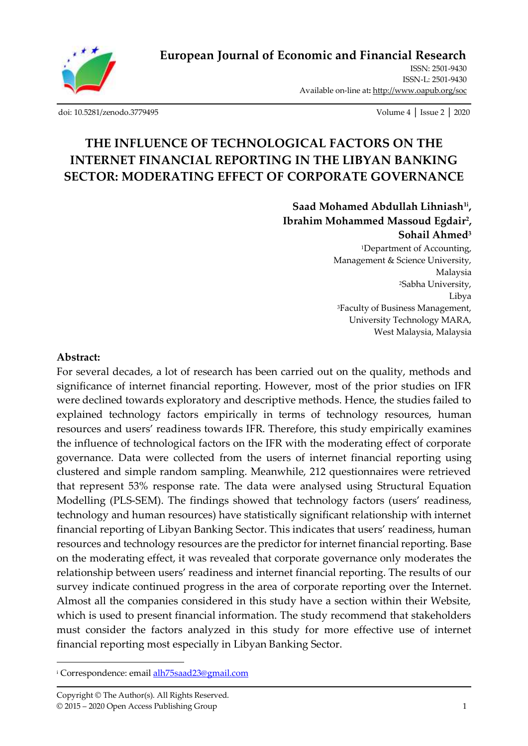**European Journal of Economic and Financial Research**

ISSN: 2501-9430
ISSN-L: 2501-9430
Available on-line at: http://www.oapub.org/soc

doi: 10.5281/zenodo.3779495

# THE INFLUENCE OF TECHNOLOGICAL FACTORS ON THE INTERNET FINANCIAL REPORTING IN THE LIBYAN BANKING SECTOR: MODERATING EFFECT OF CORPORATE GOVERNANCE

**Saad Mohamed Abdullah Lihniash[1i], Ibrahim Mohammed Massoud Egdair[2], Sohail Ahmed[3]**

[1]Department of Accounting, Management & Science University, Malaysia
[2]Sabha University, Libya
[3]Faculty of Business Management, University Technology MARA, West Malaysia, Malaysia

**Abstract:**

For several decades, a lot of research has been carried out on the quality, methods and significance of internet financial reporting. However, most of the prior studies on IFR were declined towards exploratory and descriptive methods. Hence, the studies failed to explained technology factors empirically in terms of technology resources, human resources and users' readiness towards IFR. Therefore, this study empirically examines the influence of technological factors on the IFR with the moderating effect of corporate governance. Data were collected from the users of internet financial reporting using clustered and simple random sampling. Meanwhile, 212 questionnaires were retrieved that represent 53% response rate. The data were analysed using Structural Equation Modelling (PLS-SEM). The findings showed that technology factors (users' readiness, technology and human resources) have statistically significant relationship with internet financial reporting of Libyan Banking Sector. This indicates that users' readiness, human resources and technology resources are the predictor for internet financial reporting. Base on the moderating effect, it was revealed that corporate governance only moderates the relationship between users' readiness and internet financial reporting. The results of our survey indicate continued progress in the area of corporate reporting over the Internet. Almost all the companies considered in this study have a section within their Website, which is used to present financial information. The study recommend that stakeholders must consider the factors analyzed in this study for more effective use of internet financial reporting most especially in Libyan Banking Sector.

---

[i] Correspondence: email alh75saad23@gmail.com

Copyright © The Author(s). All Rights Reserved.
© 2015 – 2020 Open Access Publishing Group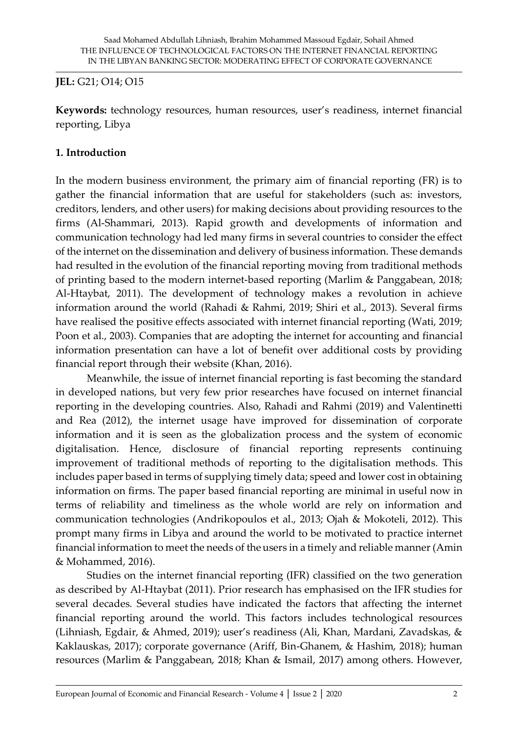**JEL:** G21; O14; O15

**Keywords:** technology resources, human resources, user's readiness, internet financial reporting, Libya

## 1. Introduction

In the modern business environment, the primary aim of financial reporting (FR) is to gather the financial information that are useful for stakeholders (such as: investors, creditors, lenders, and other users) for making decisions about providing resources to the firms (Al-Shammari, 2013). Rapid growth and developments of information and communication technology had led many firms in several countries to consider the effect of the internet on the dissemination and delivery of business information. These demands had resulted in the evolution of the financial reporting moving from traditional methods of printing based to the modern internet-based reporting (Marlim & Panggabean, 2018; Al-Htaybat, 2011). The development of technology makes a revolution in achieve information around the world (Rahadi & Rahmi, 2019; Shiri et al., 2013). Several firms have realised the positive effects associated with internet financial reporting (Wati, 2019; Poon et al., 2003). Companies that are adopting the internet for accounting and financial information presentation can have a lot of benefit over additional costs by providing financial report through their website (Khan, 2016).

Meanwhile, the issue of internet financial reporting is fast becoming the standard in developed nations, but very few prior researches have focused on internet financial reporting in the developing countries. Also, Rahadi and Rahmi (2019) and Valentinetti and Rea (2012), the internet usage have improved for dissemination of corporate information and it is seen as the globalization process and the system of economic digitalisation. Hence, disclosure of financial reporting represents continuing improvement of traditional methods of reporting to the digitalisation methods. This includes paper based in terms of supplying timely data; speed and lower cost in obtaining information on firms. The paper based financial reporting are minimal in useful now in terms of reliability and timeliness as the whole world are rely on information and communication technologies (Andrikopoulos et al., 2013; Ojah & Mokoteli, 2012). This prompt many firms in Libya and around the world to be motivated to practice internet financial information to meet the needs of the users in a timely and reliable manner (Amin & Mohammed, 2016).

Studies on the internet financial reporting (IFR) classified on the two generation as described by Al-Htaybat (2011). Prior research has emphasised on the IFR studies for several decades. Several studies have indicated the factors that affecting the internet financial reporting around the world. This factors includes technological resources (Lihniash, Egdair, & Ahmed, 2019); user's readiness (Ali, Khan, Mardani, Zavadskas, & Kaklauskas, 2017); corporate governance (Ariff, Bin-Ghanem, & Hashim, 2018); human resources (Marlim & Panggabean, 2018; Khan & Ismail, 2017) among others. However,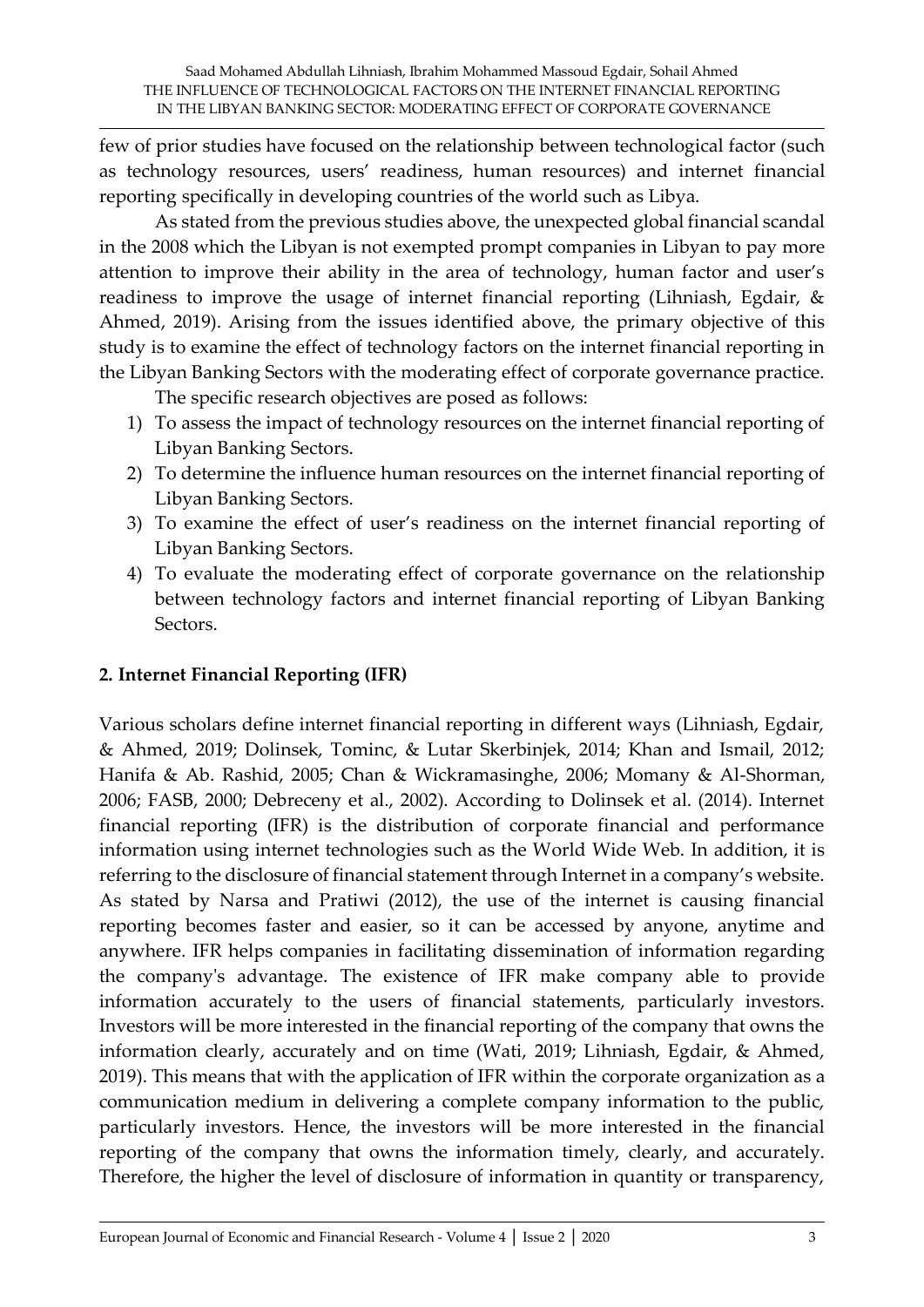few of prior studies have focused on the relationship between technological factor (such as technology resources, users' readiness, human resources) and internet financial reporting specifically in developing countries of the world such as Libya.

As stated from the previous studies above, the unexpected global financial scandal in the 2008 which the Libyan is not exempted prompt companies in Libyan to pay more attention to improve their ability in the area of technology, human factor and user's readiness to improve the usage of internet financial reporting (Lihniash, Egdair, & Ahmed, 2019). Arising from the issues identified above, the primary objective of this study is to examine the effect of technology factors on the internet financial reporting in the Libyan Banking Sectors with the moderating effect of corporate governance practice.

The specific research objectives are posed as follows:

1) To assess the impact of technology resources on the internet financial reporting of Libyan Banking Sectors.
2) To determine the influence human resources on the internet financial reporting of Libyan Banking Sectors.
3) To examine the effect of user's readiness on the internet financial reporting of Libyan Banking Sectors.
4) To evaluate the moderating effect of corporate governance on the relationship between technology factors and internet financial reporting of Libyan Banking Sectors.

## 2. Internet Financial Reporting (IFR)

Various scholars define internet financial reporting in different ways (Lihniash, Egdair, & Ahmed, 2019; Dolinsek, Tominc, & Lutar Skerbinjek, 2014; Khan and Ismail, 2012; Hanifa & Ab. Rashid, 2005; Chan & Wickramasinghe, 2006; Momany & Al-Shorman, 2006; FASB, 2000; Debreceny et al., 2002). According to Dolinsek et al. (2014). Internet financial reporting (IFR) is the distribution of corporate financial and performance information using internet technologies such as the World Wide Web. In addition, it is referring to the disclosure of financial statement through Internet in a company's website. As stated by Narsa and Pratiwi (2012), the use of the internet is causing financial reporting becomes faster and easier, so it can be accessed by anyone, anytime and anywhere. IFR helps companies in facilitating dissemination of information regarding the company's advantage. The existence of IFR make company able to provide information accurately to the users of financial statements, particularly investors. Investors will be more interested in the financial reporting of the company that owns the information clearly, accurately and on time (Wati, 2019; Lihniash, Egdair, & Ahmed, 2019). This means that with the application of IFR within the corporate organization as a communication medium in delivering a complete company information to the public, particularly investors. Hence, the investors will be more interested in the financial reporting of the company that owns the information timely, clearly, and accurately. Therefore, the higher the level of disclosure of information in quantity or transparency,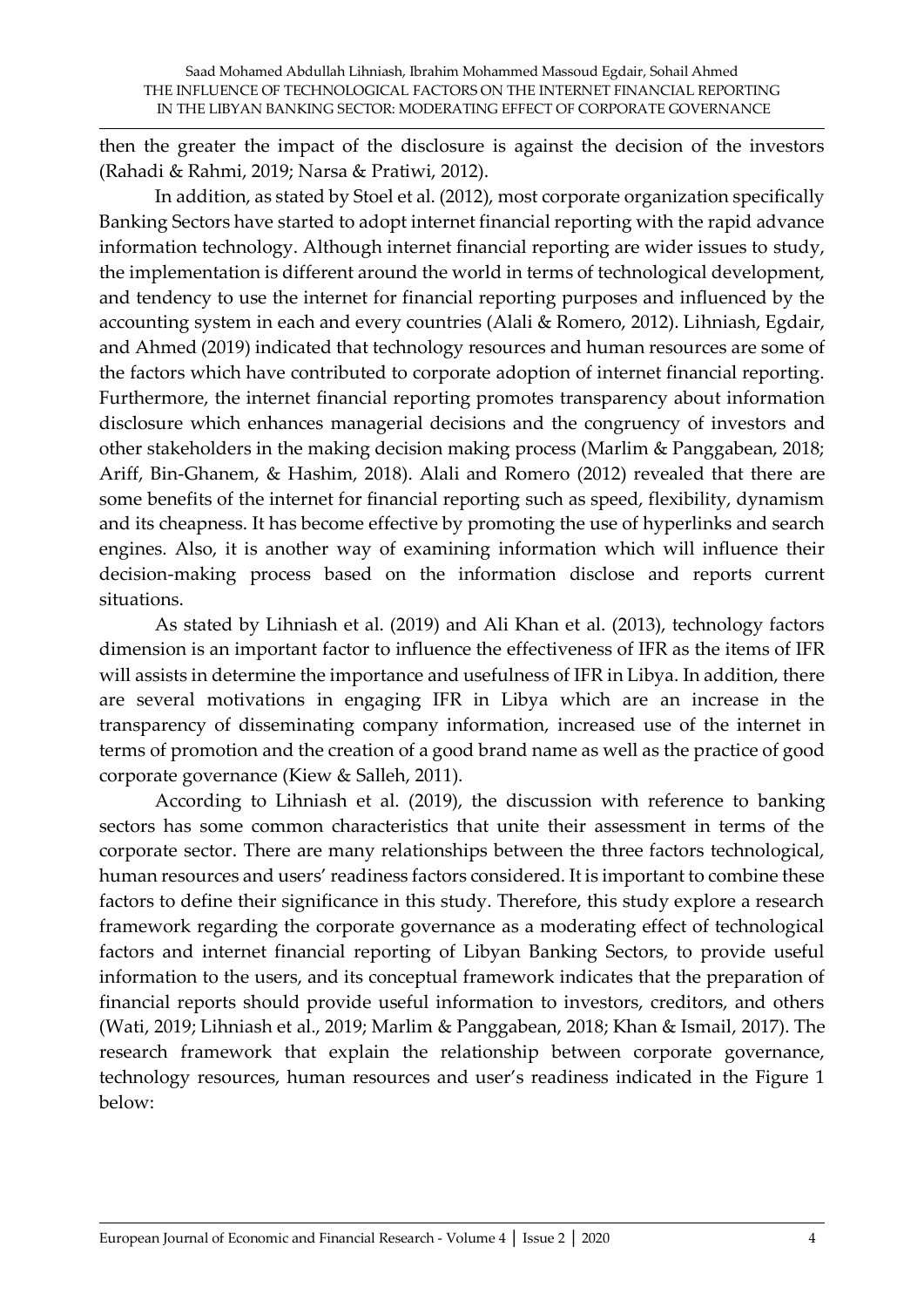then the greater the impact of the disclosure is against the decision of the investors (Rahadi & Rahmi, 2019; Narsa & Pratiwi, 2012).

In addition, as stated by Stoel et al. (2012), most corporate organization specifically Banking Sectors have started to adopt internet financial reporting with the rapid advance information technology. Although internet financial reporting are wider issues to study, the implementation is different around the world in terms of technological development, and tendency to use the internet for financial reporting purposes and influenced by the accounting system in each and every countries (Alali & Romero, 2012). Lihniash, Egdair, and Ahmed (2019) indicated that technology resources and human resources are some of the factors which have contributed to corporate adoption of internet financial reporting. Furthermore, the internet financial reporting promotes transparency about information disclosure which enhances managerial decisions and the congruency of investors and other stakeholders in the making decision making process (Marlim & Panggabean, 2018; Ariff, Bin-Ghanem, & Hashim, 2018). Alali and Romero (2012) revealed that there are some benefits of the internet for financial reporting such as speed, flexibility, dynamism and its cheapness. It has become effective by promoting the use of hyperlinks and search engines. Also, it is another way of examining information which will influence their decision-making process based on the information disclose and reports current situations.

As stated by Lihniash et al. (2019) and Ali Khan et al. (2013), technology factors dimension is an important factor to influence the effectiveness of IFR as the items of IFR will assists in determine the importance and usefulness of IFR in Libya. In addition, there are several motivations in engaging IFR in Libya which are an increase in the transparency of disseminating company information, increased use of the internet in terms of promotion and the creation of a good brand name as well as the practice of good corporate governance (Kiew & Salleh, 2011).

According to Lihniash et al. (2019), the discussion with reference to banking sectors has some common characteristics that unite their assessment in terms of the corporate sector. There are many relationships between the three factors technological, human resources and users' readiness factors considered. It is important to combine these factors to define their significance in this study. Therefore, this study explore a research framework regarding the corporate governance as a moderating effect of technological factors and internet financial reporting of Libyan Banking Sectors, to provide useful information to the users, and its conceptual framework indicates that the preparation of financial reports should provide useful information to investors, creditors, and others (Wati, 2019; Lihniash et al., 2019; Marlim & Panggabean, 2018; Khan & Ismail, 2017). The research framework that explain the relationship between corporate governance, technology resources, human resources and user's readiness indicated in the Figure 1 below: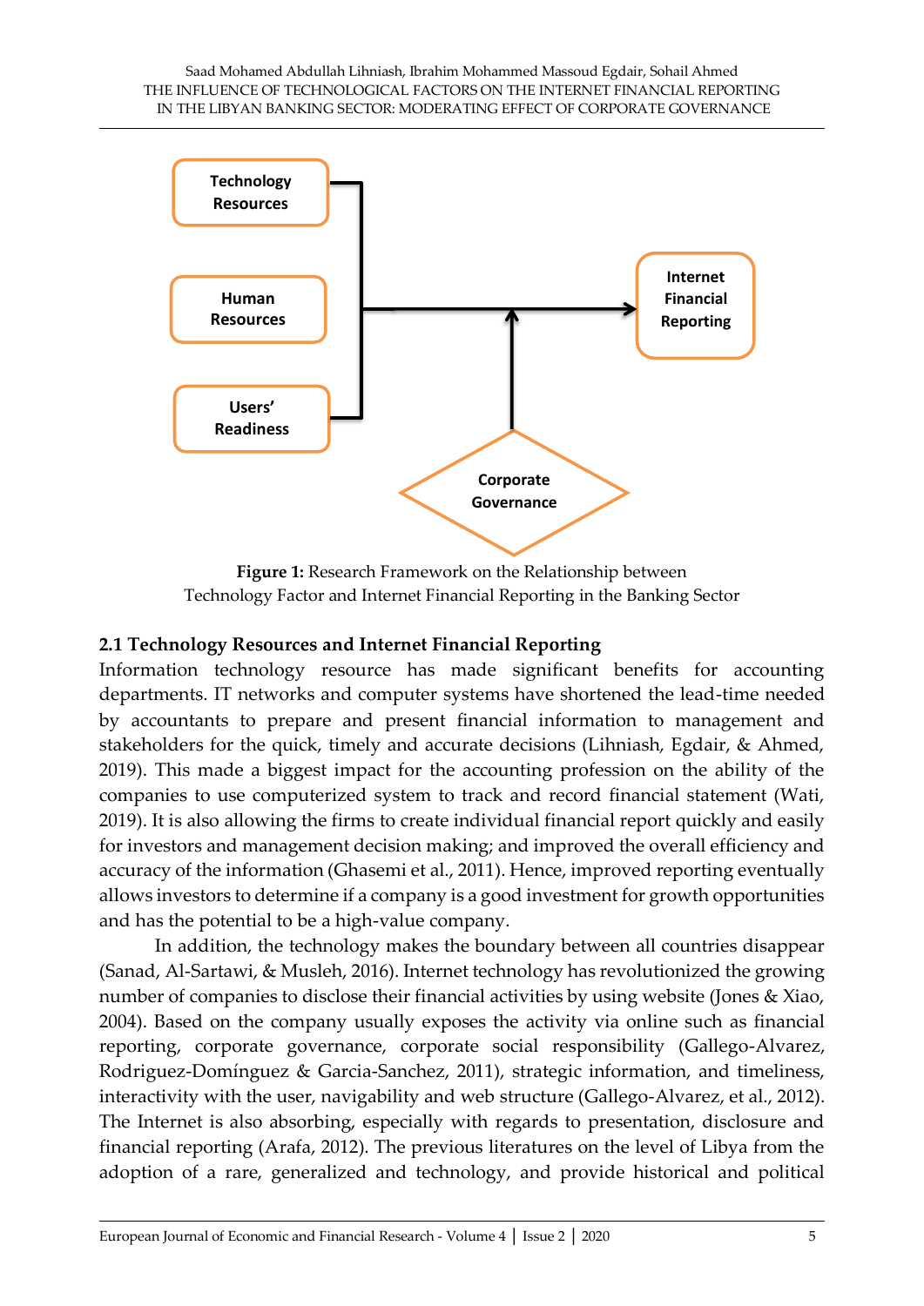Technology Resources

Human Resources

Users' Readiness

Internet Financial Reporting

Corporate Governance

**Figure 1:** Research Framework on the Relationship between Technology Factor and Internet Financial Reporting in the Banking Sector

### 2.1 Technology Resources and Internet Financial Reporting

Information technology resource has made significant benefits for accounting departments. IT networks and computer systems have shortened the lead-time needed by accountants to prepare and present financial information to management and stakeholders for the quick, timely and accurate decisions (Lihniash, Egdair, & Ahmed, 2019). This made a biggest impact for the accounting profession on the ability of the companies to use computerized system to track and record financial statement (Wati, 2019). It is also allowing the firms to create individual financial report quickly and easily for investors and management decision making; and improved the overall efficiency and accuracy of the information (Ghasemi et al., 2011). Hence, improved reporting eventually allows investors to determine if a company is a good investment for growth opportunities and has the potential to be a high-value company.

In addition, the technology makes the boundary between all countries disappear (Sanad, Al-Sartawi, & Musleh, 2016). Internet technology has revolutionized the growing number of companies to disclose their financial activities by using website (Jones & Xiao, 2004). Based on the company usually exposes the activity via online such as financial reporting, corporate governance, corporate social responsibility (Gallego-Alvarez, Rodriguez-Domínguez & Garcia-Sanchez, 2011), strategic information, and timeliness, interactivity with the user, navigability and web structure (Gallego-Alvarez, et al., 2012). The Internet is also absorbing, especially with regards to presentation, disclosure and financial reporting (Arafa, 2012). The previous literatures on the level of Libya from the adoption of a rare, generalized and technology, and provide historical and political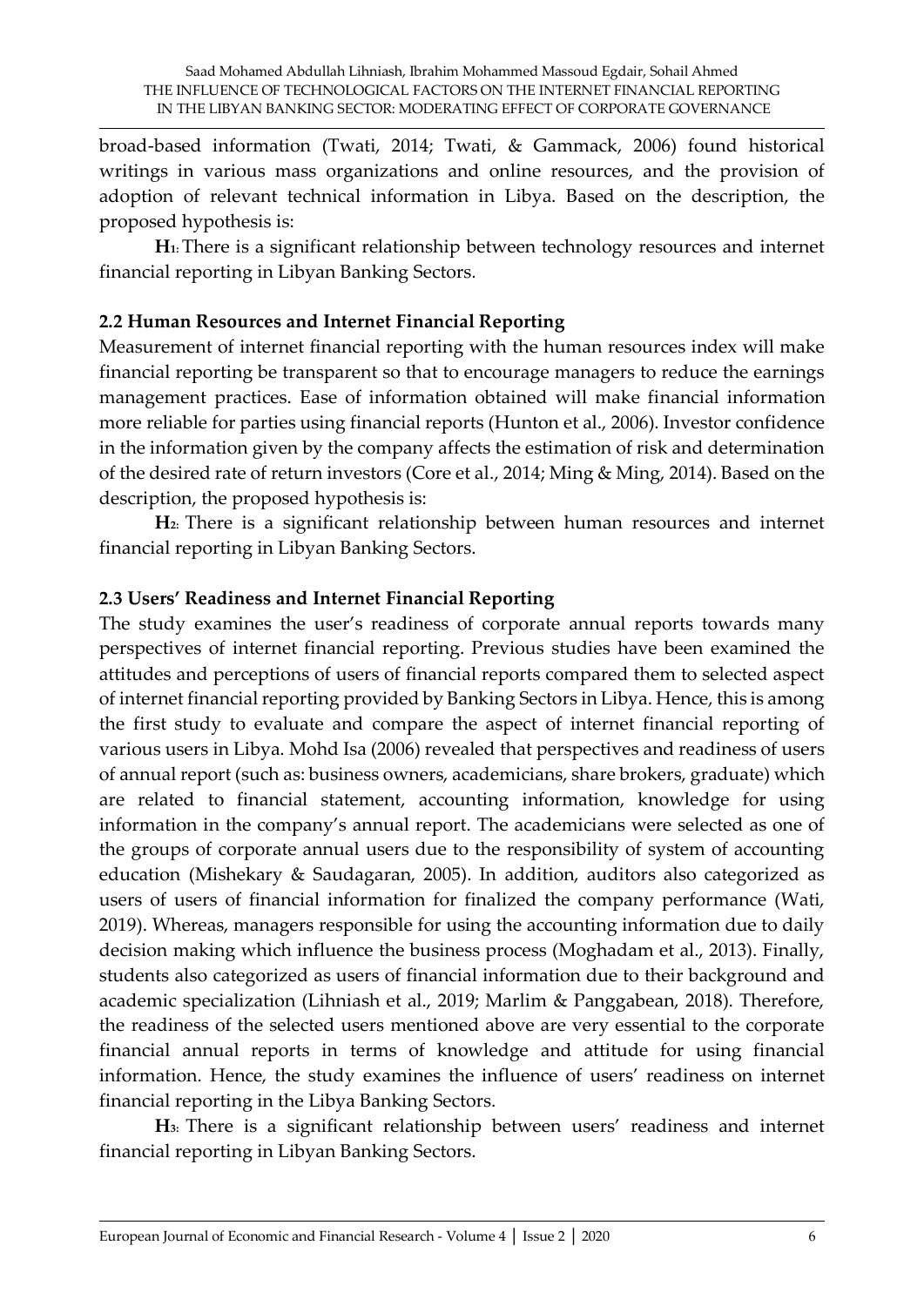broad-based information (Twati, 2014; Twati, & Gammack, 2006) found historical writings in various mass organizations and online resources, and the provision of adoption of relevant technical information in Libya. Based on the description, the proposed hypothesis is:

**H1:** There is a significant relationship between technology resources and internet financial reporting in Libyan Banking Sectors.

### 2.2 Human Resources and Internet Financial Reporting

Measurement of internet financial reporting with the human resources index will make financial reporting be transparent so that to encourage managers to reduce the earnings management practices. Ease of information obtained will make financial information more reliable for parties using financial reports (Hunton et al., 2006). Investor confidence in the information given by the company affects the estimation of risk and determination of the desired rate of return investors (Core et al., 2014; Ming & Ming, 2014). Based on the description, the proposed hypothesis is:

**H2:** There is a significant relationship between human resources and internet financial reporting in Libyan Banking Sectors.

### 2.3 Users' Readiness and Internet Financial Reporting

The study examines the user's readiness of corporate annual reports towards many perspectives of internet financial reporting. Previous studies have been examined the attitudes and perceptions of users of financial reports compared them to selected aspect of internet financial reporting provided by Banking Sectors in Libya. Hence, this is among the first study to evaluate and compare the aspect of internet financial reporting of various users in Libya. Mohd Isa (2006) revealed that perspectives and readiness of users of annual report (such as: business owners, academicians, share brokers, graduate) which are related to financial statement, accounting information, knowledge for using information in the company's annual report. The academicians were selected as one of the groups of corporate annual users due to the responsibility of system of accounting education (Mishekary & Saudagaran, 2005). In addition, auditors also categorized as users of users of financial information for finalized the company performance (Wati, 2019). Whereas, managers responsible for using the accounting information due to daily decision making which influence the business process (Moghadam et al., 2013). Finally, students also categorized as users of financial information due to their background and academic specialization (Lihniash et al., 2019; Marlim & Panggabean, 2018). Therefore, the readiness of the selected users mentioned above are very essential to the corporate financial annual reports in terms of knowledge and attitude for using financial information. Hence, the study examines the influence of users' readiness on internet financial reporting in the Libya Banking Sectors.

**H3:** There is a significant relationship between users' readiness and internet financial reporting in Libyan Banking Sectors.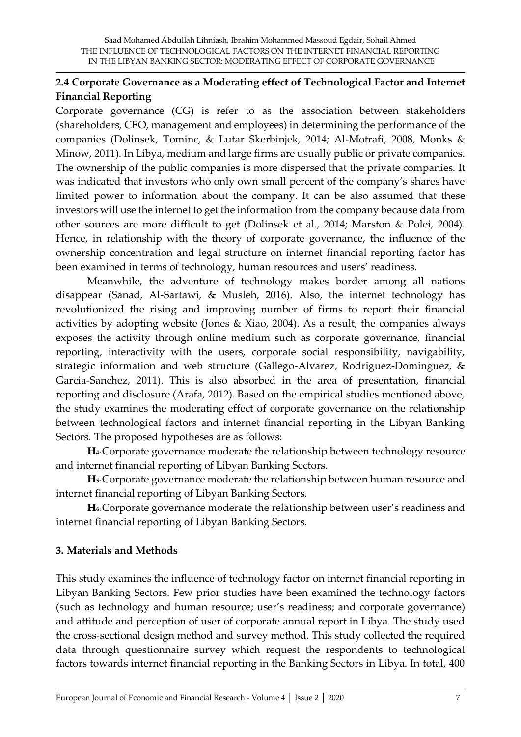### 2.4 Corporate Governance as a Moderating effect of Technological Factor and Internet Financial Reporting

Corporate governance (CG) is refer to as the association between stakeholders (shareholders, CEO, management and employees) in determining the performance of the companies (Dolinsek, Tominc, & Lutar Skerbinjek, 2014; Al-Motrafi, 2008, Monks & Minow, 2011). In Libya, medium and large firms are usually public or private companies. The ownership of the public companies is more dispersed that the private companies. It was indicated that investors who only own small percent of the company's shares have limited power to information about the company. It can be also assumed that these investors will use the internet to get the information from the company because data from other sources are more difficult to get (Dolinsek et al., 2014; Marston & Polei, 2004). Hence, in relationship with the theory of corporate governance, the influence of the ownership concentration and legal structure on internet financial reporting factor has been examined in terms of technology, human resources and users' readiness.

Meanwhile, the adventure of technology makes border among all nations disappear (Sanad, Al-Sartawi, & Musleh, 2016). Also, the internet technology has revolutionized the rising and improving number of firms to report their financial activities by adopting website (Jones & Xiao, 2004). As a result, the companies always exposes the activity through online medium such as corporate governance, financial reporting, interactivity with the users, corporate social responsibility, navigability, strategic information and web structure (Gallego-Alvarez, Rodriguez-Dominguez, & Garcia-Sanchez, 2011). This is also absorbed in the area of presentation, financial reporting and disclosure (Arafa, 2012). Based on the empirical studies mentioned above, the study examines the moderating effect of corporate governance on the relationship between technological factors and internet financial reporting in the Libyan Banking Sectors. The proposed hypotheses are as follows:

**H$_4$:** Corporate governance moderate the relationship between technology resource and internet financial reporting of Libyan Banking Sectors.

**H$_5$:** Corporate governance moderate the relationship between human resource and internet financial reporting of Libyan Banking Sectors.

**H$_6$:** Corporate governance moderate the relationship between user's readiness and internet financial reporting of Libyan Banking Sectors.

## 3. Materials and Methods

This study examines the influence of technology factor on internet financial reporting in Libyan Banking Sectors. Few prior studies have been examined the technology factors (such as technology and human resource; user's readiness; and corporate governance) and attitude and perception of user of corporate annual report in Libya. The study used the cross-sectional design method and survey method. This study collected the required data through questionnaire survey which request the respondents to technological factors towards internet financial reporting in the Banking Sectors in Libya. In total, 400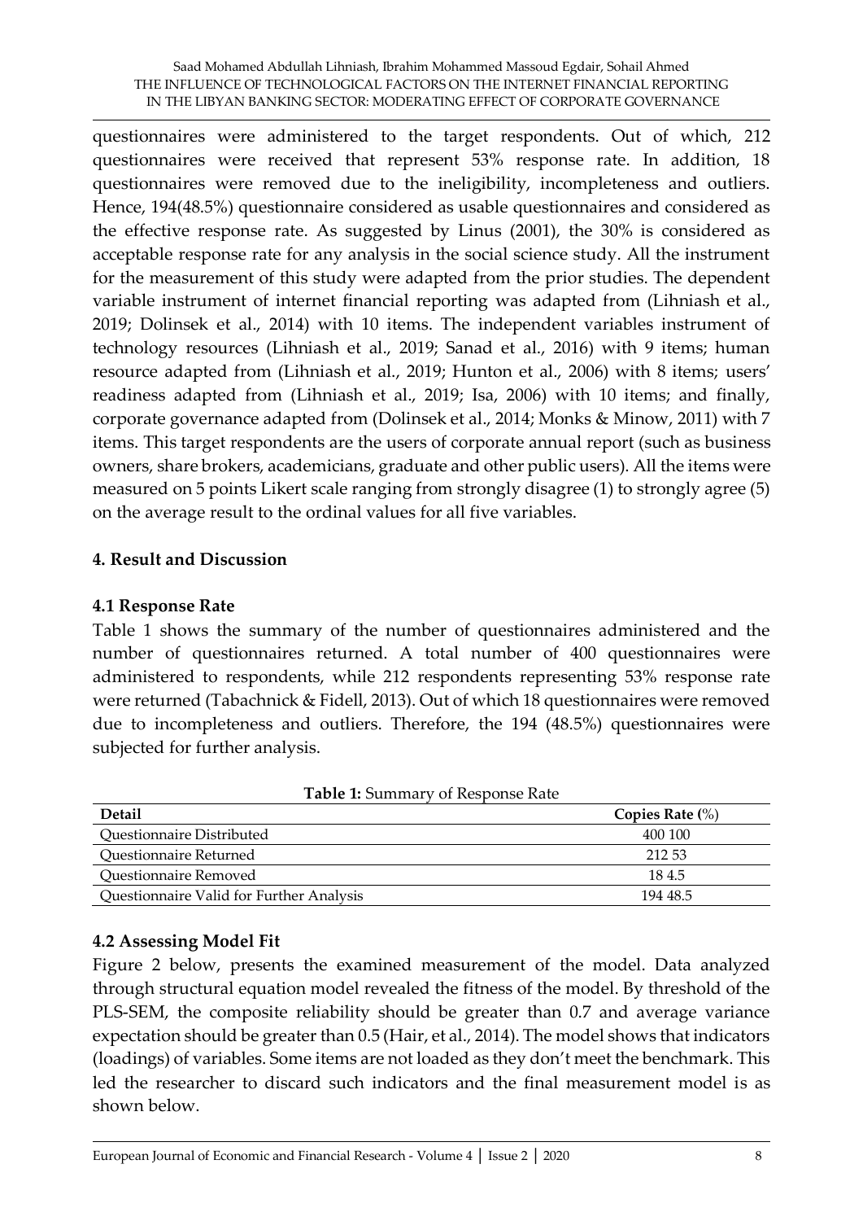questionnaires were administered to the target respondents. Out of which, 212 questionnaires were received that represent 53% response rate. In addition, 18 questionnaires were removed due to the ineligibility, incompleteness and outliers. Hence, 194(48.5%) questionnaire considered as usable questionnaires and considered as the effective response rate. As suggested by Linus (2001), the 30% is considered as acceptable response rate for any analysis in the social science study. All the instrument for the measurement of this study were adapted from the prior studies. The dependent variable instrument of internet financial reporting was adapted from (Lihniash et al., 2019; Dolinsek et al., 2014) with 10 items. The independent variables instrument of technology resources (Lihniash et al., 2019; Sanad et al., 2016) with 9 items; human resource adapted from (Lihniash et al., 2019; Hunton et al., 2006) with 8 items; users' readiness adapted from (Lihniash et al., 2019; Isa, 2006) with 10 items; and finally, corporate governance adapted from (Dolinsek et al., 2014; Monks & Minow, 2011) with 7 items. This target respondents are the users of corporate annual report (such as business owners, share brokers, academicians, graduate and other public users). All the items were measured on 5 points Likert scale ranging from strongly disagree (1) to strongly agree (5) on the average result to the ordinal values for all five variables.

## 4. Result and Discussion

### 4.1 Response Rate

Table 1 shows the summary of the number of questionnaires administered and the number of questionnaires returned. A total number of 400 questionnaires were administered to respondents, while 212 respondents representing 53% response rate were returned (Tabachnick & Fidell, 2013). Out of which 18 questionnaires were removed due to incompleteness and outliers. Therefore, the 194 (48.5%) questionnaires were subjected for further analysis.

**Table 1:** Summary of Response Rate

| Detail | Copies Rate (%) |
|---|---|
| Questionnaire Distributed | 400 100 |
| Questionnaire Returned | 212 53 |
| Questionnaire Removed | 18 4.5 |
| Questionnaire Valid for Further Analysis | 194 48.5 |

### 4.2 Assessing Model Fit

Figure 2 below, presents the examined measurement of the model. Data analyzed through structural equation model revealed the fitness of the model. By threshold of the PLS-SEM, the composite reliability should be greater than 0.7 and average variance expectation should be greater than 0.5 (Hair, et al., 2014). The model shows that indicators (loadings) of variables. Some items are not loaded as they don't meet the benchmark. This led the researcher to discard such indicators and the final measurement model is as shown below.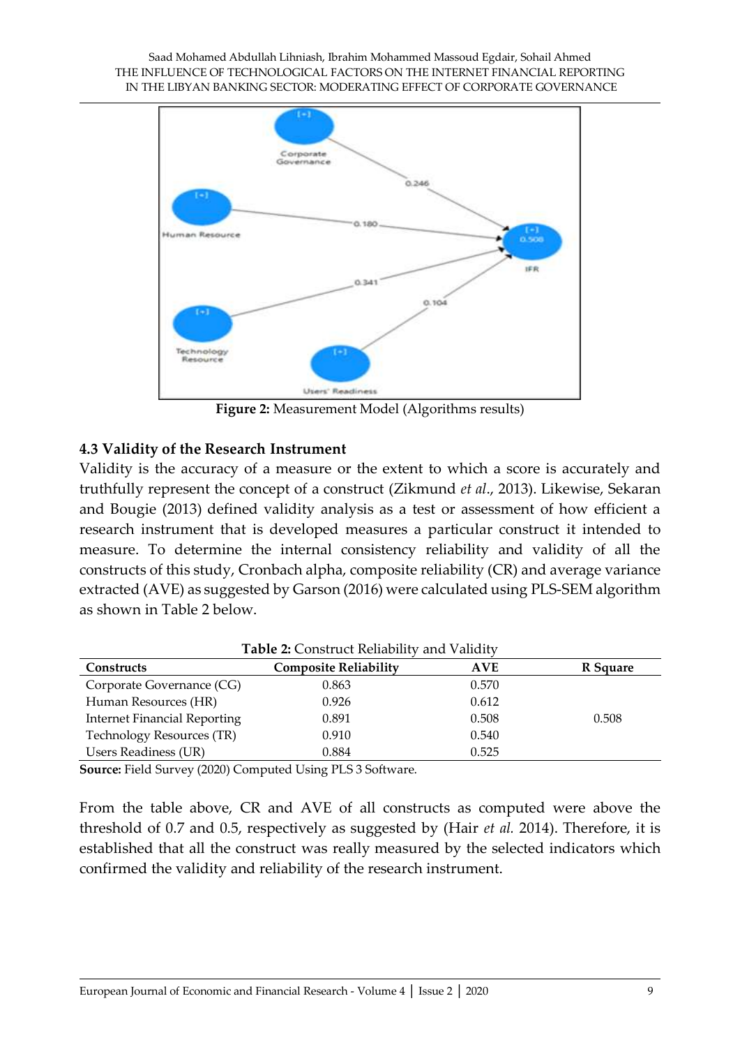**Figure 2:** Measurement Model (Algorithms results)

### 4.3 Validity of the Research Instrument

Validity is the accuracy of a measure or the extent to which a score is accurately and truthfully represent the concept of a construct (Zikmund *et al*., 2013). Likewise, Sekaran and Bougie (2013) defined validity analysis as a test or assessment of how efficient a research instrument that is developed measures a particular construct it intended to measure. To determine the internal consistency reliability and validity of all the constructs of this study, Cronbach alpha, composite reliability (CR) and average variance extracted (AVE) as suggested by Garson (2016) were calculated using PLS-SEM algorithm as shown in Table 2 below.

**Table 2:** Construct Reliability and Validity

| Constructs | Composite Reliability | AVE | R Square |
|---|---|---|---|
| Corporate Governance (CG) | 0.863 | 0.570 | |
| Human Resources (HR) | 0.926 | 0.612 | |
| Internet Financial Reporting | 0.891 | 0.508 | 0.508 |
| Technology Resources (TR) | 0.910 | 0.540 | |
| Users Readiness (UR) | 0.884 | 0.525 | |

**Source:** Field Survey (2020) Computed Using PLS 3 Software.

From the table above, CR and AVE of all constructs as computed were above the threshold of 0.7 and 0.5, respectively as suggested by (Hair *et al.* 2014). Therefore, it is established that all the construct was really measured by the selected indicators which confirmed the validity and reliability of the research instrument.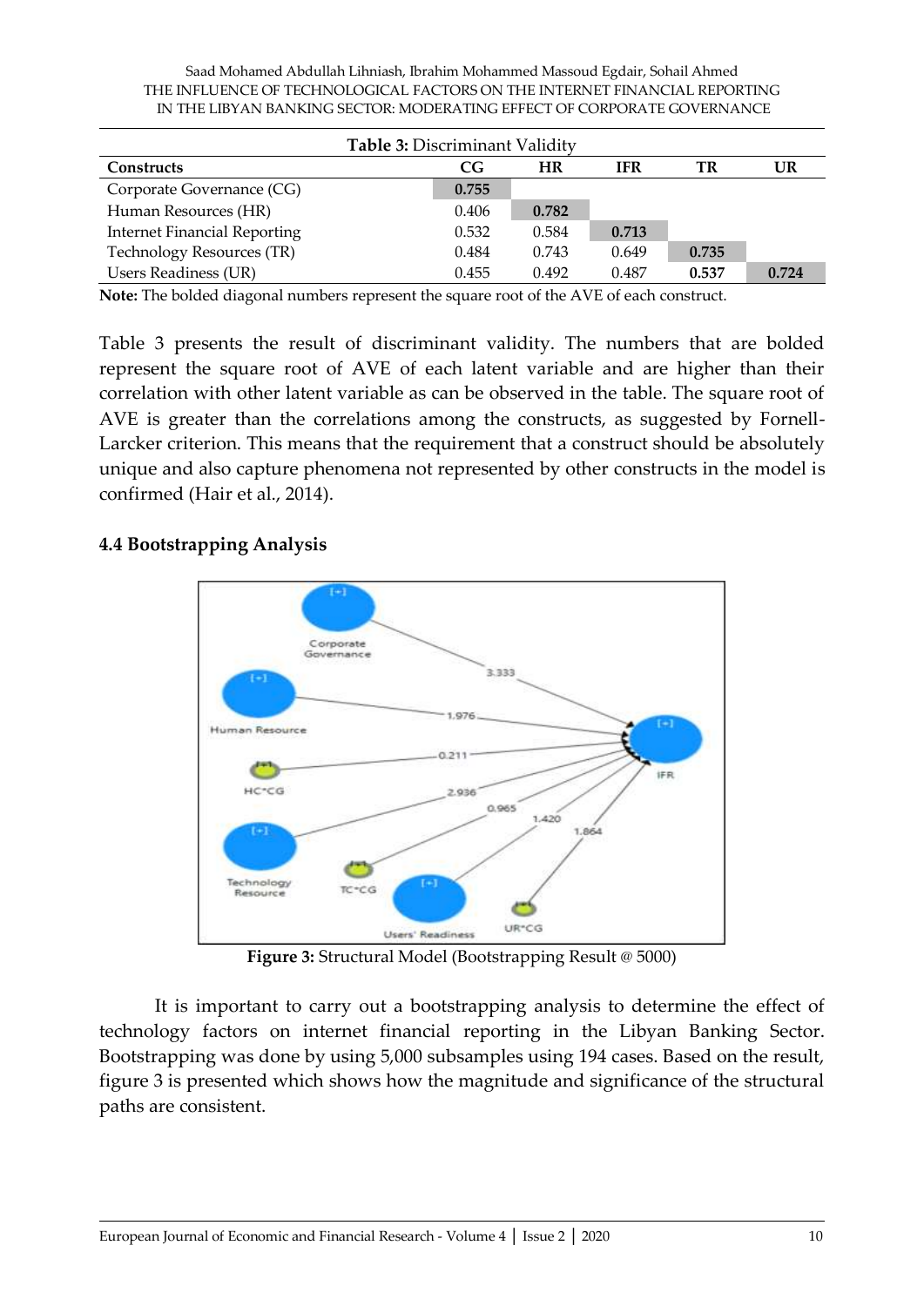**Table 3:** Discriminant Validity

| Constructs | CG | HR | IFR | TR | UR |
|---|---|---|---|---|---|
| Corporate Governance (CG) | **0.755** | | | | |
| Human Resources (HR) | 0.406 | **0.782** | | | |
| Internet Financial Reporting | 0.532 | 0.584 | **0.713** | | |
| Technology Resources (TR) | 0.484 | 0.743 | 0.649 | **0.735** | |
| Users Readiness (UR) | 0.455 | 0.492 | 0.487 | **0.537** | **0.724** |

**Note:** The bolded diagonal numbers represent the square root of the AVE of each construct.

Table 3 presents the result of discriminant validity. The numbers that are bolded represent the square root of AVE of each latent variable and are higher than their correlation with other latent variable as can be observed in the table. The square root of AVE is greater than the correlations among the constructs, as suggested by Fornell-Larcker criterion. This means that the requirement that a construct should be absolutely unique and also capture phenomena not represented by other constructs in the model is confirmed (Hair et al., 2014).

### 4.4 Bootstrapping Analysis

**Figure 3:** Structural Model (Bootstrapping Result @ 5000)

It is important to carry out a bootstrapping analysis to determine the effect of technology factors on internet financial reporting in the Libyan Banking Sector. Bootstrapping was done by using 5,000 subsamples using 194 cases. Based on the result, figure 3 is presented which shows how the magnitude and significance of the structural paths are consistent.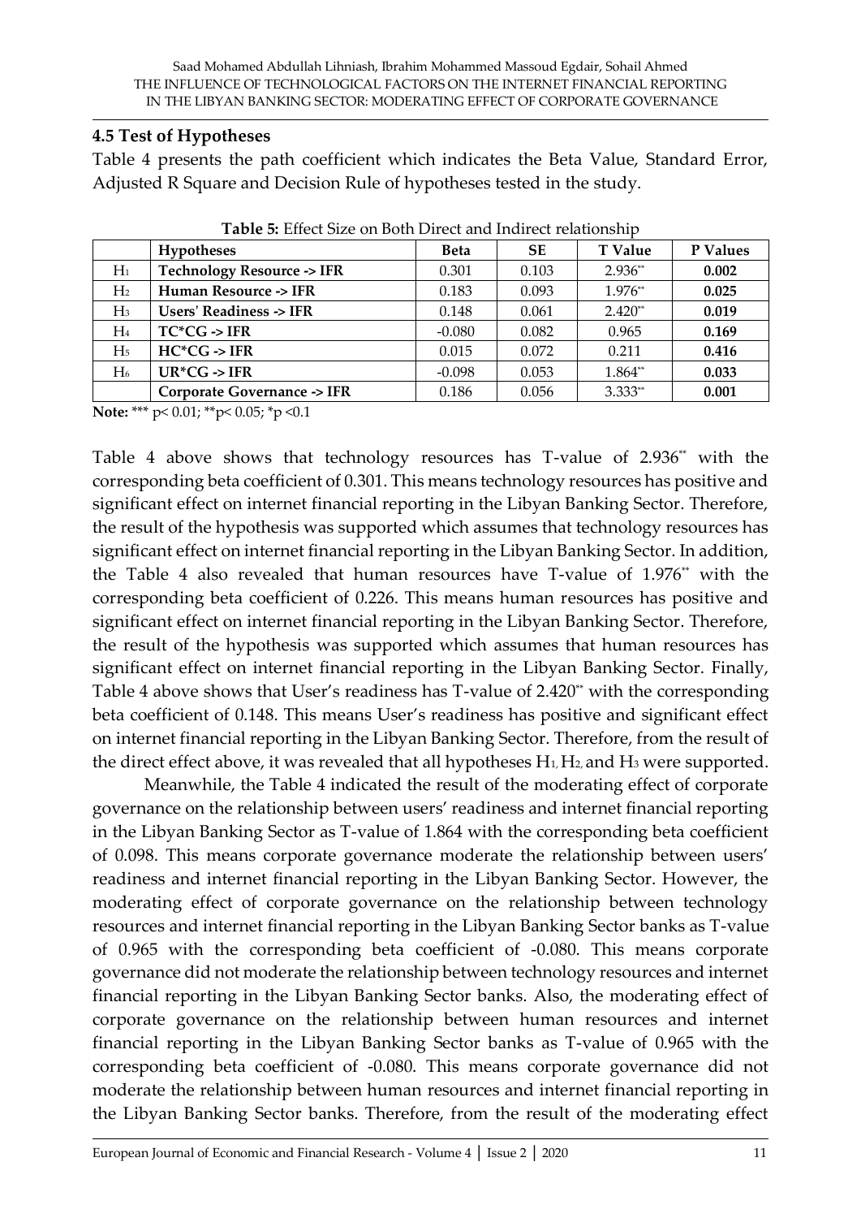### 4.5 Test of Hypotheses

Table 4 presents the path coefficient which indicates the Beta Value, Standard Error, Adjusted R Square and Decision Rule of hypotheses tested in the study.

**Table 5:** Effect Size on Both Direct and Indirect relationship

| | Hypotheses | Beta | SE | T Value | P Values |
|---|---|---|---|---|---|
| $H_1$ | **Technology Resource -> IFR** | 0.301 | 0.103 | 2.936** | **0.002** |
| $H_2$ | **Human Resource -> IFR** | 0.183 | 0.093 | 1.976** | **0.025** |
| $H_3$ | **Users' Readiness -> IFR** | 0.148 | 0.061 | 2.420** | **0.019** |
| $H_4$ | **TC*CG -> IFR** | -0.080 | 0.082 | 0.965 | **0.169** |
| $H_5$ | **HC*CG -> IFR** | 0.015 | 0.072 | 0.211 | **0.416** |
| $H_6$ | **UR*CG -> IFR** | -0.098 | 0.053 | 1.864** | **0.033** |
| | **Corporate Governance -> IFR** | 0.186 | 0.056 | 3.333** | **0.001** |

**Note:** *** $p< 0.01$; ** $p< 0.05$; * $p <0.1$

Table 4 above shows that technology resources has T-value of 2.936** with the corresponding beta coefficient of 0.301. This means technology resources has positive and significant effect on internet financial reporting in the Libyan Banking Sector. Therefore, the result of the hypothesis was supported which assumes that technology resources has significant effect on internet financial reporting in the Libyan Banking Sector. In addition, the Table 4 also revealed that human resources have T-value of 1.976** with the corresponding beta coefficient of 0.226. This means human resources has positive and significant effect on internet financial reporting in the Libyan Banking Sector. Therefore, the result of the hypothesis was supported which assumes that human resources has significant effect on internet financial reporting in the Libyan Banking Sector. Finally, Table 4 above shows that User's readiness has T-value of 2.420** with the corresponding beta coefficient of 0.148. This means User's readiness has positive and significant effect on internet financial reporting in the Libyan Banking Sector. Therefore, from the result of the direct effect above, it was revealed that all hypotheses $H_1$, $H_2$, and $H_3$ were supported.

Meanwhile, the Table 4 indicated the result of the moderating effect of corporate governance on the relationship between users' readiness and internet financial reporting in the Libyan Banking Sector as T-value of 1.864 with the corresponding beta coefficient of 0.098. This means corporate governance moderate the relationship between users' readiness and internet financial reporting in the Libyan Banking Sector. However, the moderating effect of corporate governance on the relationship between technology resources and internet financial reporting in the Libyan Banking Sector banks as T-value of 0.965 with the corresponding beta coefficient of -0.080. This means corporate governance did not moderate the relationship between technology resources and internet financial reporting in the Libyan Banking Sector banks. Also, the moderating effect of corporate governance on the relationship between human resources and internet financial reporting in the Libyan Banking Sector banks as T-value of 0.965 with the corresponding beta coefficient of -0.080. This means corporate governance did not moderate the relationship between human resources and internet financial reporting in the Libyan Banking Sector banks. Therefore, from the result of the moderating effect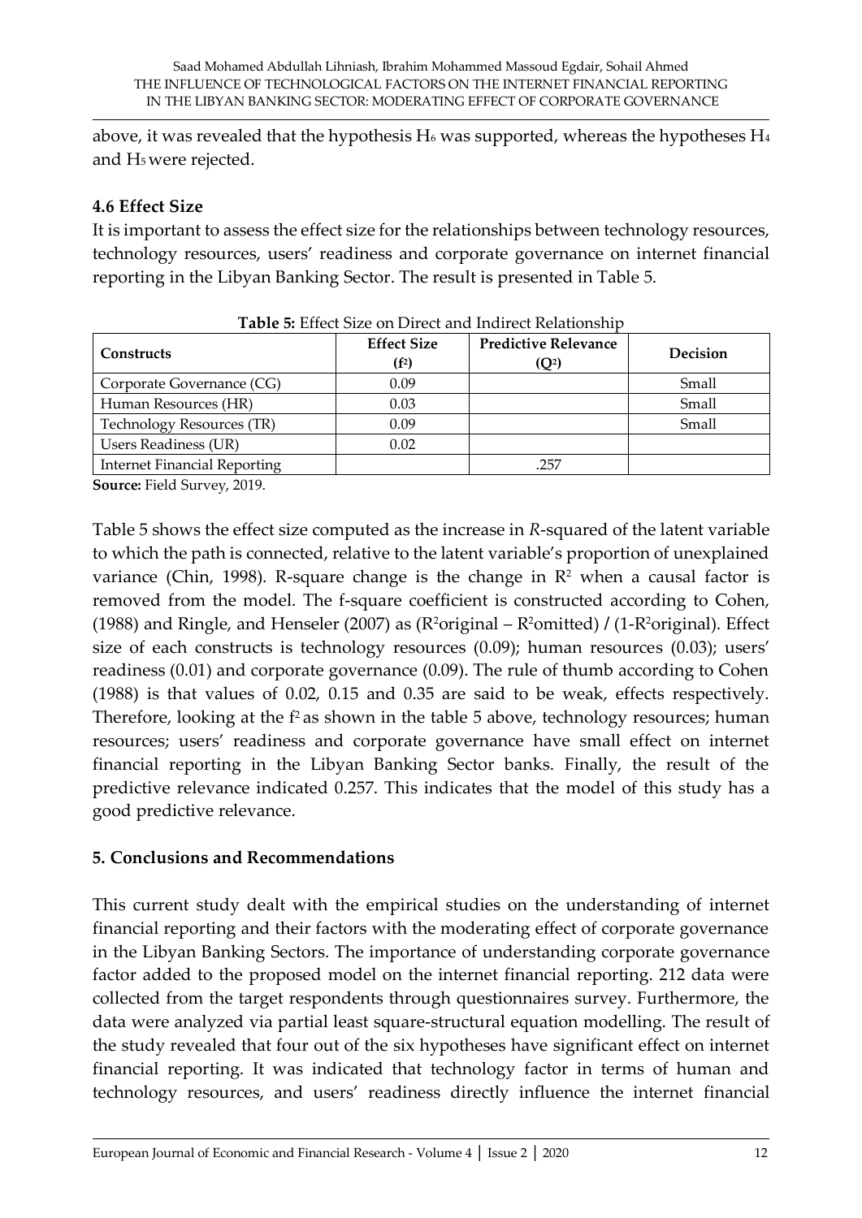above, it was revealed that the hypothesis $H_6$ was supported, whereas the hypotheses $H_4$ and $H_5$ were rejected.

### 4.6 Effect Size

It is important to assess the effect size for the relationships between technology resources, technology resources, users' readiness and corporate governance on internet financial reporting in the Libyan Banking Sector. The result is presented in Table 5.

**Table 5:** Effect Size on Direct and Indirect Relationship

| Constructs | Effect Size ($f^2$) | Predictive Relevance ($Q^2$) | Decision |
|---|---|---|---|
| Corporate Governance (CG) | 0.09 | | Small |
| Human Resources (HR) | 0.03 | | Small |
| Technology Resources (TR) | 0.09 | | Small |
| Users Readiness (UR) | 0.02 | | |
| Internet Financial Reporting | | .257 | |

**Source:** Field Survey, 2019.

Table 5 shows the effect size computed as the increase in *R*-squared of the latent variable to which the path is connected, relative to the latent variable's proportion of unexplained variance (Chin, 1998). R-square change is the change in $R^2$ when a causal factor is removed from the model. The f-square coefficient is constructed according to Cohen, (1988) and Ringle, and Henseler (2007) as ($R^2$original – $R^2$omitted) / (1-$R^2$original). Effect size of each constructs is technology resources (0.09); human resources (0.03); users' readiness (0.01) and corporate governance (0.09). The rule of thumb according to Cohen (1988) is that values of 0.02, 0.15 and 0.35 are said to be weak, effects respectively. Therefore, looking at the $f^2$ as shown in the table 5 above, technology resources; human resources; users' readiness and corporate governance have small effect on internet financial reporting in the Libyan Banking Sector banks. Finally, the result of the predictive relevance indicated 0.257. This indicates that the model of this study has a good predictive relevance.

## 5. Conclusions and Recommendations

This current study dealt with the empirical studies on the understanding of internet financial reporting and their factors with the moderating effect of corporate governance in the Libyan Banking Sectors. The importance of understanding corporate governance factor added to the proposed model on the internet financial reporting. 212 data were collected from the target respondents through questionnaires survey. Furthermore, the data were analyzed via partial least square-structural equation modelling. The result of the study revealed that four out of the six hypotheses have significant effect on internet financial reporting. It was indicated that technology factor in terms of human and technology resources, and users' readiness directly influence the internet financial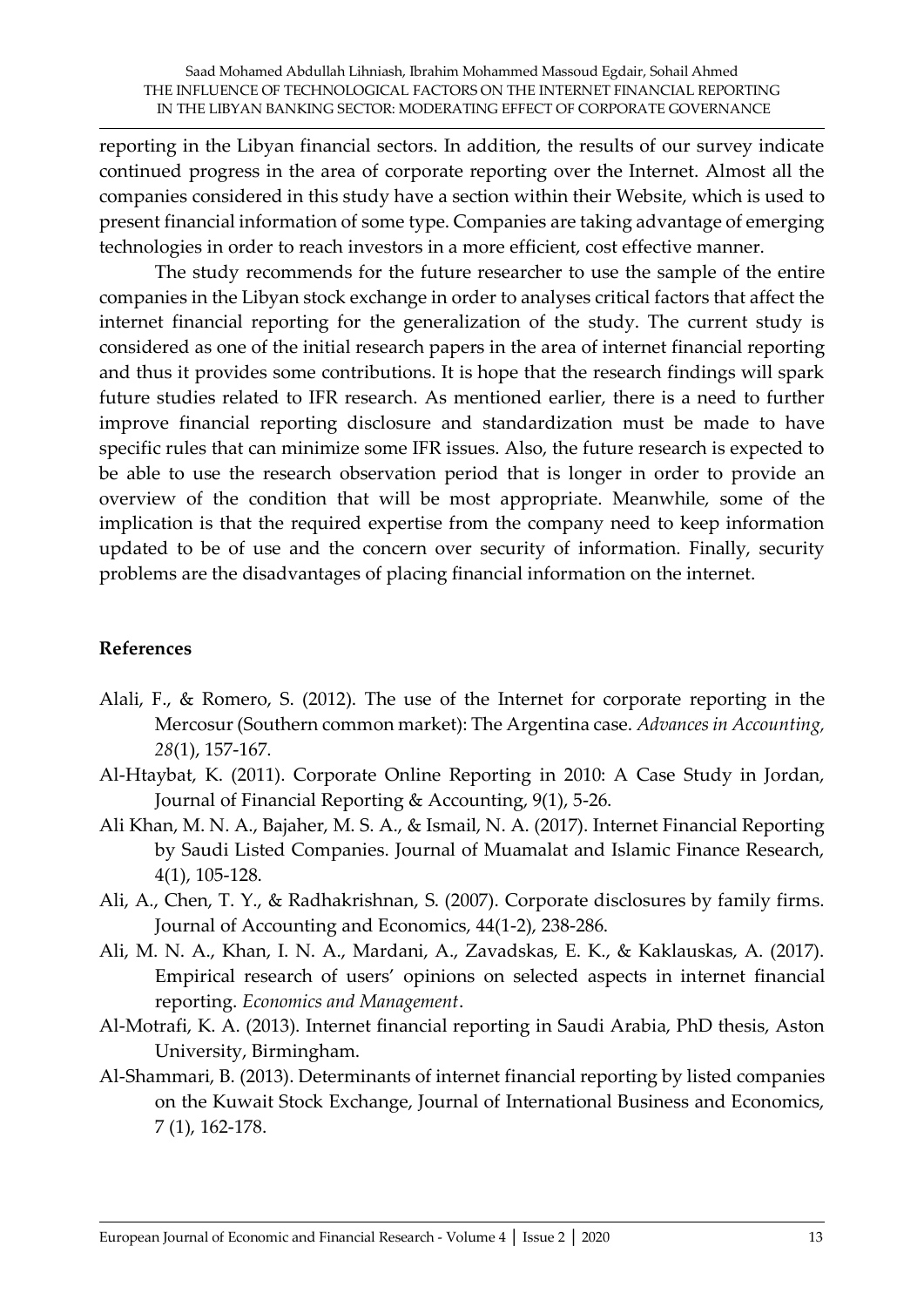reporting in the Libyan financial sectors. In addition, the results of our survey indicate continued progress in the area of corporate reporting over the Internet. Almost all the companies considered in this study have a section within their Website, which is used to present financial information of some type. Companies are taking advantage of emerging technologies in order to reach investors in a more efficient, cost effective manner.

The study recommends for the future researcher to use the sample of the entire companies in the Libyan stock exchange in order to analyses critical factors that affect the internet financial reporting for the generalization of the study. The current study is considered as one of the initial research papers in the area of internet financial reporting and thus it provides some contributions. It is hope that the research findings will spark future studies related to IFR research. As mentioned earlier, there is a need to further improve financial reporting disclosure and standardization must be made to have specific rules that can minimize some IFR issues. Also, the future research is expected to be able to use the research observation period that is longer in order to provide an overview of the condition that will be most appropriate. Meanwhile, some of the implication is that the required expertise from the company need to keep information updated to be of use and the concern over security of information. Finally, security problems are the disadvantages of placing financial information on the internet.

## References

Alali, F., & Romero, S. (2012). The use of the Internet for corporate reporting in the Mercosur (Southern common market): The Argentina case. *Advances in Accounting, 28*(1), 157-167.

Al-Htaybat, K. (2011). Corporate Online Reporting in 2010: A Case Study in Jordan, Journal of Financial Reporting & Accounting, 9(1), 5-26.

Ali Khan, M. N. A., Bajaher, M. S. A., & Ismail, N. A. (2017). Internet Financial Reporting by Saudi Listed Companies. Journal of Muamalat and Islamic Finance Research, 4(1), 105-128.

Ali, A., Chen, T. Y., & Radhakrishnan, S. (2007). Corporate disclosures by family firms. Journal of Accounting and Economics, 44(1-2), 238-286.

Ali, M. N. A., Khan, I. N. A., Mardani, A., Zavadskas, E. K., & Kaklauskas, A. (2017). Empirical research of users' opinions on selected aspects in internet financial reporting. *Economics and Management*.

Al-Motrafi, K. A. (2013). Internet financial reporting in Saudi Arabia, PhD thesis, Aston University, Birmingham.

Al-Shammari, B. (2013). Determinants of internet financial reporting by listed companies on the Kuwait Stock Exchange, Journal of International Business and Economics, 7 (1), 162-178.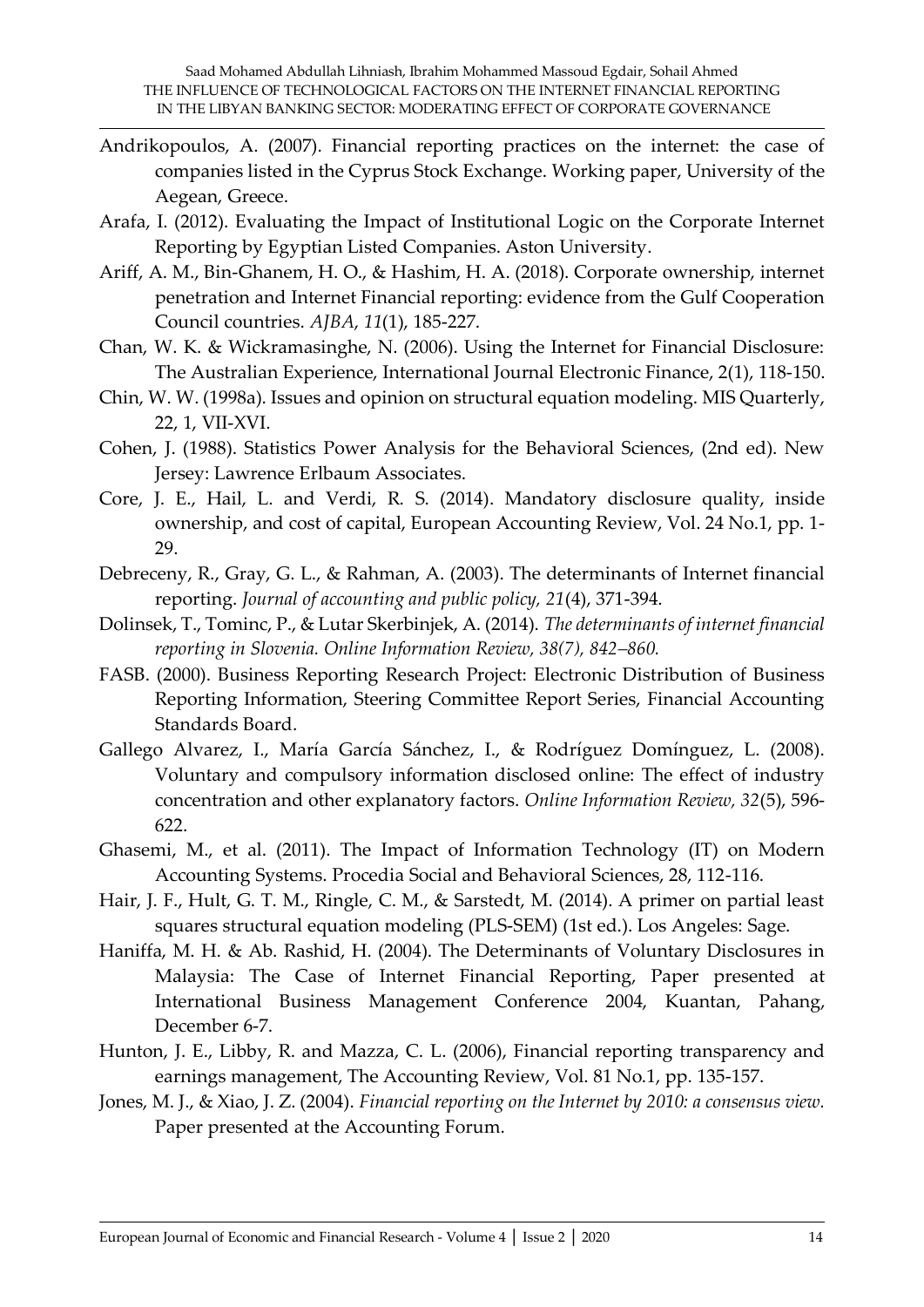Andrikopoulos, A. (2007). Financial reporting practices on the internet: the case of companies listed in the Cyprus Stock Exchange. Working paper, University of the Aegean, Greece.

Arafa, I. (2012). Evaluating the Impact of Institutional Logic on the Corporate Internet Reporting by Egyptian Listed Companies. Aston University.

Ariff, A. M., Bin-Ghanem, H. O., & Hashim, H. A. (2018). Corporate ownership, internet penetration and Internet Financial reporting: evidence from the Gulf Cooperation Council countries. *AJBA*, *11*(1), 185-227.

Chan, W. K. & Wickramasinghe, N. (2006). Using the Internet for Financial Disclosure: The Australian Experience, International Journal Electronic Finance, 2(1), 118-150.

Chin, W. W. (1998a). Issues and opinion on structural equation modeling. MIS Quarterly, 22, 1, VII-XVI.

Cohen, J. (1988). Statistics Power Analysis for the Behavioral Sciences, (2nd ed). New Jersey: Lawrence Erlbaum Associates.

Core, J. E., Hail, L. and Verdi, R. S. (2014). Mandatory disclosure quality, inside ownership, and cost of capital, European Accounting Review, Vol. 24 No.1, pp. 1-29.

Debreceny, R., Gray, G. L., & Rahman, A. (2003). The determinants of Internet financial reporting. *Journal of accounting and public policy, 21*(4), 371-394.

Dolinsek, T., Tominc, P., & Lutar Skerbinjek, A. (2014). *The determinants of internet financial reporting in Slovenia. Online Information Review, 38(7), 842–860.*

FASB. (2000). Business Reporting Research Project: Electronic Distribution of Business Reporting Information, Steering Committee Report Series, Financial Accounting Standards Board.

Gallego Alvarez, I., María García Sánchez, I., & Rodríguez Domínguez, L. (2008). Voluntary and compulsory information disclosed online: The effect of industry concentration and other explanatory factors. *Online Information Review, 32*(5), 596-622.

Ghasemi, M., et al. (2011). The Impact of Information Technology (IT) on Modern Accounting Systems. Procedia Social and Behavioral Sciences, 28, 112-116.

Hair, J. F., Hult, G. T. M., Ringle, C. M., & Sarstedt, M. (2014). A primer on partial least squares structural equation modeling (PLS-SEM) (1st ed.). Los Angeles: Sage.

Haniffa, M. H. & Ab. Rashid, H. (2004). The Determinants of Voluntary Disclosures in Malaysia: The Case of Internet Financial Reporting, Paper presented at International Business Management Conference 2004, Kuantan, Pahang, December 6-7.

Hunton, J. E., Libby, R. and Mazza, C. L. (2006), Financial reporting transparency and earnings management, The Accounting Review, Vol. 81 No.1, pp. 135-157.

Jones, M. J., & Xiao, J. Z. (2004). *Financial reporting on the Internet by 2010: a consensus view.* Paper presented at the Accounting Forum.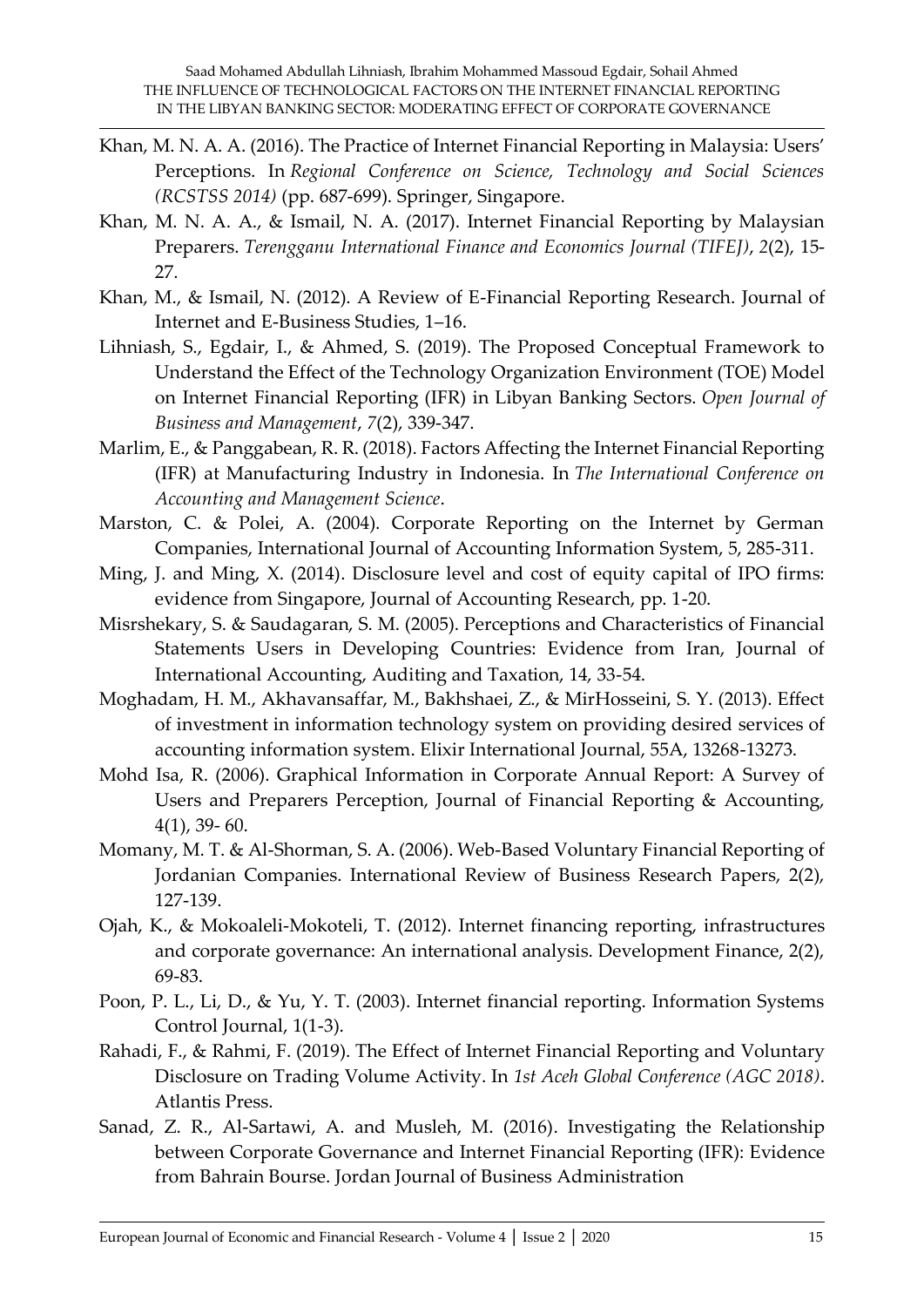Khan, M. N. A. A. (2016). The Practice of Internet Financial Reporting in Malaysia: Users' Perceptions. In *Regional Conference on Science, Technology and Social Sciences (RCSTSS 2014)* (pp. 687-699). Springer, Singapore.

Khan, M. N. A. A., & Ismail, N. A. (2017). Internet Financial Reporting by Malaysian Preparers. *Terengganu International Finance and Economics Journal (TIFEJ)*, *2*(2), 15-27.

Khan, M., & Ismail, N. (2012). A Review of E-Financial Reporting Research. Journal of Internet and E-Business Studies, 1–16.

Lihniash, S., Egdair, I., & Ahmed, S. (2019). The Proposed Conceptual Framework to Understand the Effect of the Technology Organization Environment (TOE) Model on Internet Financial Reporting (IFR) in Libyan Banking Sectors. *Open Journal of Business and Management*, *7*(2), 339-347.

Marlim, E., & Panggabean, R. R. (2018). Factors Affecting the Internet Financial Reporting (IFR) at Manufacturing Industry in Indonesia. In *The International Conference on Accounting and Management Science*.

Marston, C. & Polei, A. (2004). Corporate Reporting on the Internet by German Companies, International Journal of Accounting Information System, 5, 285-311.

Ming, J. and Ming, X. (2014). Disclosure level and cost of equity capital of IPO firms: evidence from Singapore, Journal of Accounting Research, pp. 1-20.

Misrshekary, S. & Saudagaran, S. M. (2005). Perceptions and Characteristics of Financial Statements Users in Developing Countries: Evidence from Iran, Journal of International Accounting, Auditing and Taxation, 14, 33-54.

Moghadam, H. M., Akhavansaffar, M., Bakhshaei, Z., & MirHosseini, S. Y. (2013). Effect of investment in information technology system on providing desired services of accounting information system. Elixir International Journal, 55A, 13268-13273.

Mohd Isa, R. (2006). Graphical Information in Corporate Annual Report: A Survey of Users and Preparers Perception, Journal of Financial Reporting & Accounting, 4(1), 39- 60.

Momany, M. T. & Al-Shorman, S. A. (2006). Web-Based Voluntary Financial Reporting of Jordanian Companies. International Review of Business Research Papers, 2(2), 127-139.

Ojah, K., & Mokoaleli-Mokoteli, T. (2012). Internet financing reporting, infrastructures and corporate governance: An international analysis. Development Finance, 2(2), 69-83.

Poon, P. L., Li, D., & Yu, Y. T. (2003). Internet financial reporting. Information Systems Control Journal, 1(1-3).

Rahadi, F., & Rahmi, F. (2019). The Effect of Internet Financial Reporting and Voluntary Disclosure on Trading Volume Activity. In *1st Aceh Global Conference (AGC 2018)*. Atlantis Press.

Sanad, Z. R., Al-Sartawi, A. and Musleh, M. (2016). Investigating the Relationship between Corporate Governance and Internet Financial Reporting (IFR): Evidence from Bahrain Bourse. Jordan Journal of Business Administration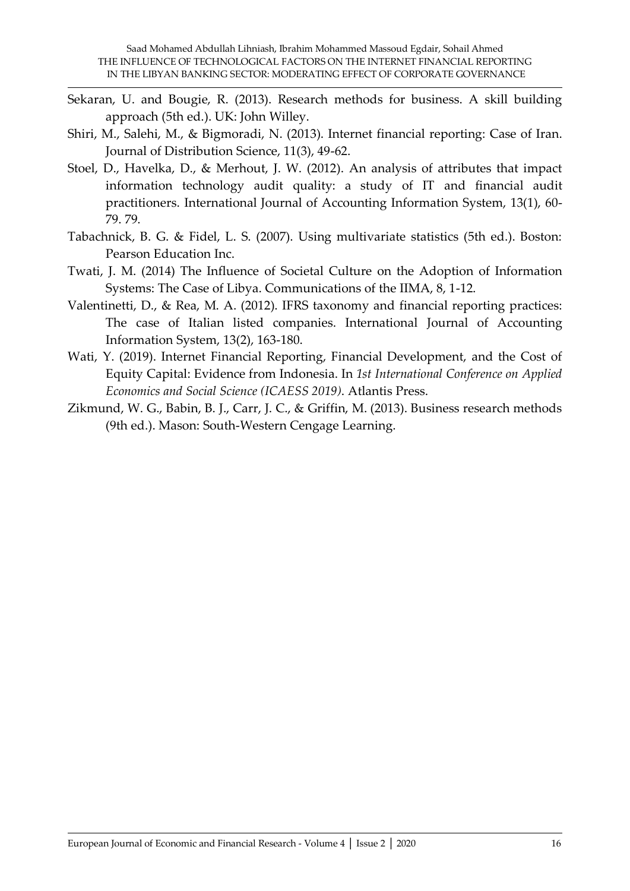Sekaran, U. and Bougie, R. (2013). Research methods for business. A skill building approach (5th ed.). UK: John Willey.

Shiri, M., Salehi, M., & Bigmoradi, N. (2013). Internet financial reporting: Case of Iran. Journal of Distribution Science, 11(3), 49-62.

Stoel, D., Havelka, D., & Merhout, J. W. (2012). An analysis of attributes that impact information technology audit quality: a study of IT and financial audit practitioners. International Journal of Accounting Information System, 13(1), 60-79. 79.

Tabachnick, B. G. & Fidel, L. S. (2007). Using multivariate statistics (5th ed.). Boston: Pearson Education Inc.

Twati, J. M. (2014) The Influence of Societal Culture on the Adoption of Information Systems: The Case of Libya. Communications of the IIMA, 8, 1-12.

Valentinetti, D., & Rea, M. A. (2012). IFRS taxonomy and financial reporting practices: The case of Italian listed companies. International Journal of Accounting Information System, 13(2), 163-180.

Wati, Y. (2019). Internet Financial Reporting, Financial Development, and the Cost of Equity Capital: Evidence from Indonesia. In *1st International Conference on Applied Economics and Social Science (ICAESS 2019)*. Atlantis Press.

Zikmund, W. G., Babin, B. J., Carr, J. C., & Griffin, M. (2013). Business research methods (9th ed.). Mason: South-Western Cengage Learning.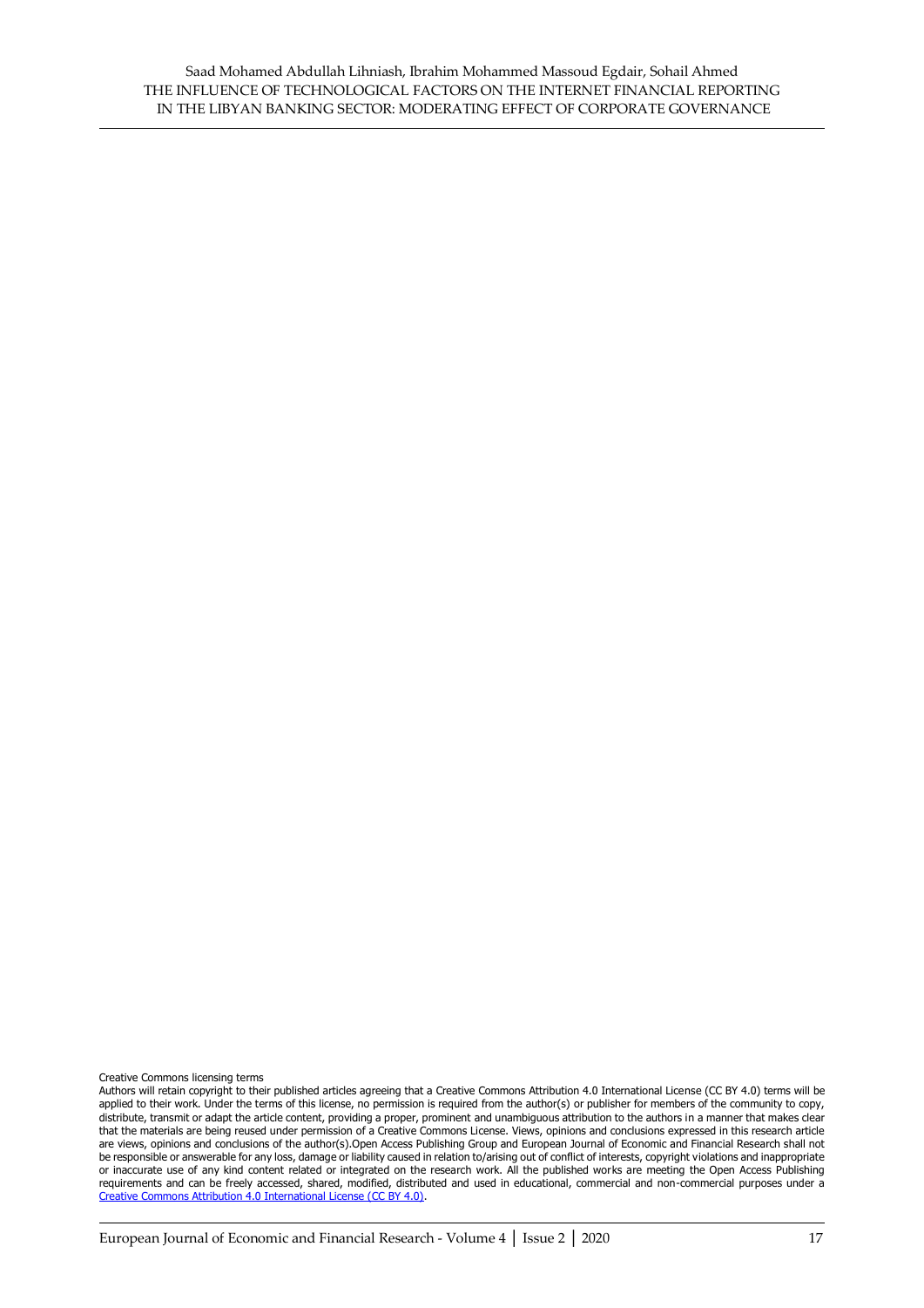Creative Commons licensing terms

Authors will retain copyright to their published articles agreeing that a Creative Commons Attribution 4.0 International License (CC BY 4.0) terms will be applied to their work. Under the terms of this license, no permission is required from the author(s) or publisher for members of the community to copy, distribute, transmit or adapt the article content, providing a proper, prominent and unambiguous attribution to the authors in a manner that makes clear that the materials are being reused under permission of a Creative Commons License. Views, opinions and conclusions expressed in this research article are views, opinions and conclusions of the author(s).Open Access Publishing Group and European Journal of Economic and Financial Research shall not be responsible or answerable for any loss, damage or liability caused in relation to/arising out of conflict of interests, copyright violations and inappropriate or inaccurate use of any kind content related or integrated on the research work. All the published works are meeting the Open Access Publishing requirements and can be freely accessed, shared, modified, distributed and used in educational, commercial and non-commercial purposes under a Creative Commons Attribution 4.0 International License (CC BY 4.0).